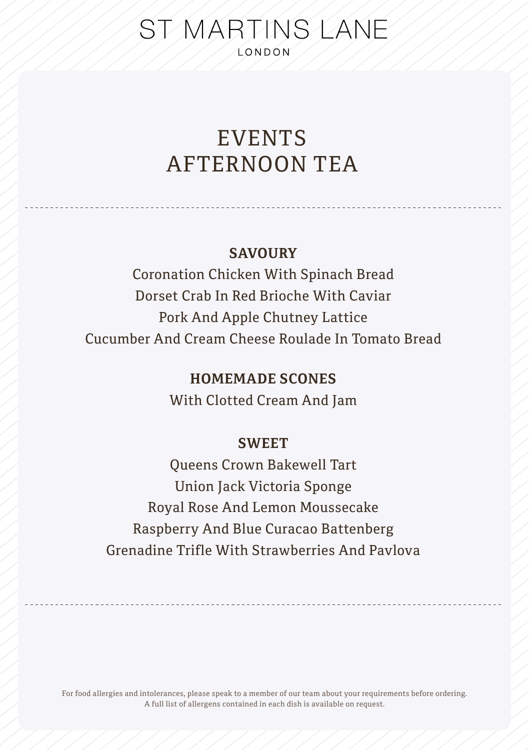# ST MARTINS LANE

LONDON

## EVENTS AFTERNOON TEA

### SAVOURY

Coronation Chicken With Spinach Bread

Dorset Crab In Red Brioche With Caviar

Pork And Apple Chutney Lattice

Cucumber And Cream Cheese Roulade In Tomato Bread

### HOMEMADE SCONES

With Clotted Cream And Jam

### SWEET

Queens Crown Bakewell Tart

Union Jack Victoria Sponge

Royal Rose And Lemon Moussecake

Raspberry And Blue Curacao Battenberg

Grenadine Trifle With Strawberries And Pavlova

For food allergies and intolerances, please speak to a member of our team about your requirements before ordering. A full list of allergens contained in each dish is available on request.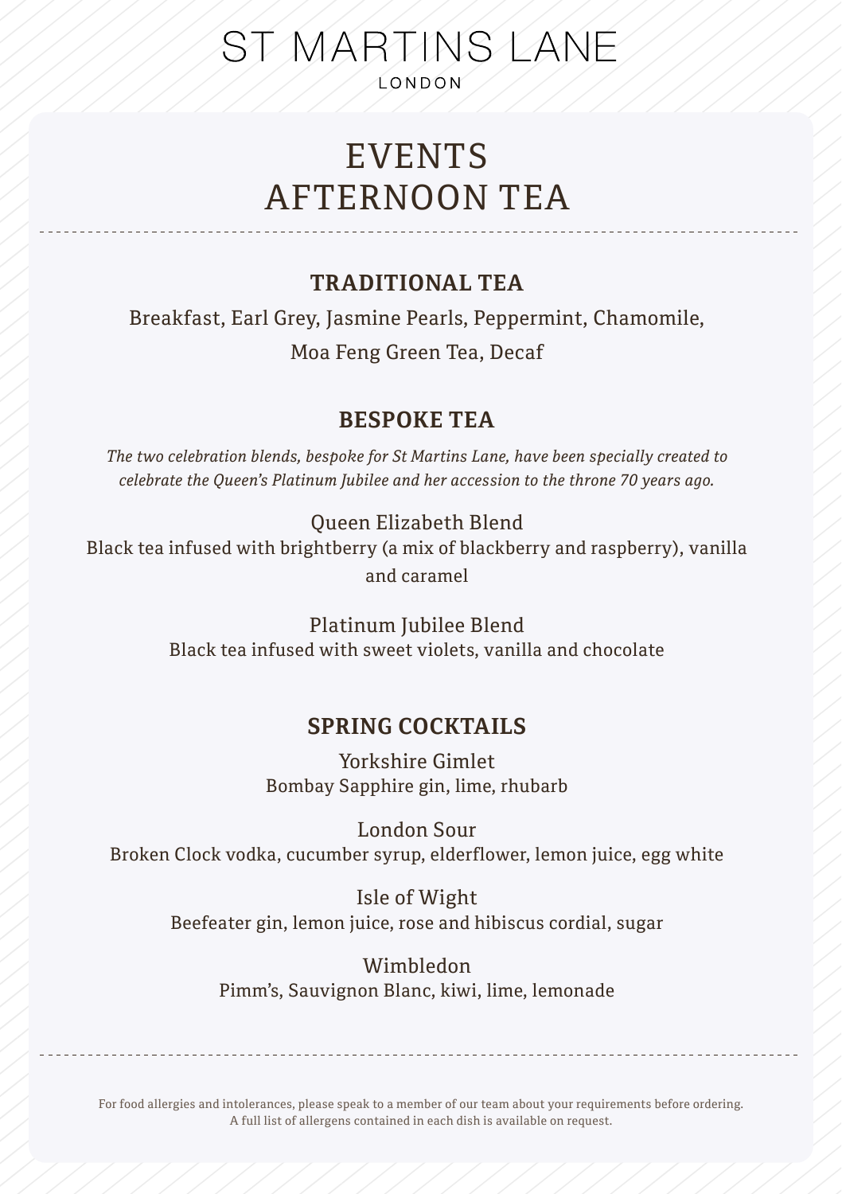ST MARTINS LANE

LONDON

# EVENTS AFTERNOON TEA

## TRADITIONAL TEA

Breakfast, Earl Grey, Jasmine Pearls, Peppermint, Chamomile, Moa Feng Green Tea, Decaf

## BESPOKE TEA

*The two celebration blends, bespoke for St Martins Lane, have been specially created to celebrate the Queen's Platinum Jubilee and her accession to the throne 70 years ago.*

Queen Elizabeth Blend
Black tea infused with brightberry (a mix of blackberry and raspberry), vanilla and caramel

Platinum Jubilee Blend
Black tea infused with sweet violets, vanilla and chocolate

## SPRING COCKTAILS

Yorkshire Gimlet
Bombay Sapphire gin, lime, rhubarb

London Sour
Broken Clock vodka, cucumber syrup, elderflower, lemon juice, egg white

Isle of Wight
Beefeater gin, lemon juice, rose and hibiscus cordial, sugar

Wimbledon
Pimm's, Sauvignon Blanc, kiwi, lime, lemonade

For food allergies and intolerances, please speak to a member of our team about your requirements before ordering.
A full list of allergens contained in each dish is available on request.